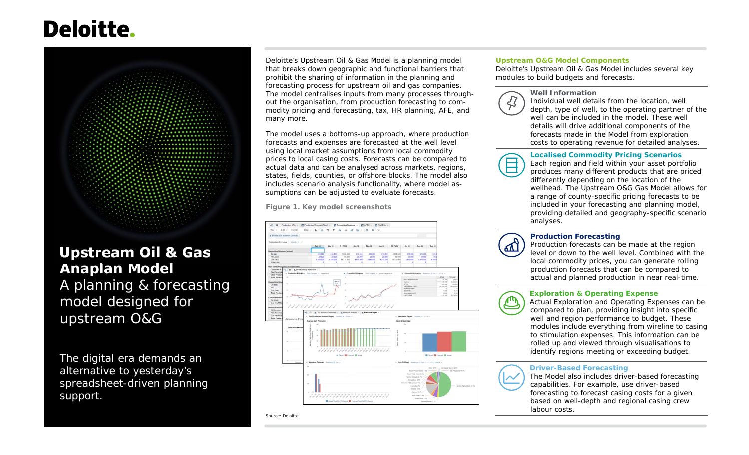# Deloitte.

## Upstream Oil & Gas Anaplan Model

A planning & forecasting model designed for upstream O&G

The digital era demands an alternative to yesterday's spreadsheet-driven planning support.

Deloitte's Upstream Oil & Gas Model is a planning model that breaks down geographic and functional barriers that prohibit the sharing of information in the planning and forecasting process for upstream oil and gas companies. The model centralises inputs from many processes throughout the organisation, from production forecasting to commodity pricing and forecasting, tax, HR planning, AFE, and many more.

The model uses a bottoms-up approach, where production forecasts and expenses are forecasted at the well level using local market assumptions from local commodity prices to local casing costs. Forecasts can be compared to actual data and can be analysed across markets, regions, states, fields, counties, or offshore blocks. The model also includes scenario analysis functionality, where model assumptions can be adjusted to evaluate forecasts.

**Figure 1. Key model screenshots**

Source: Deloitte

### Upstream O&G Model Components

Deloitte's Upstream Oil & Gas Model includes several key modules to build budgets and forecasts.

**Well Information**
Individual well details from the location, well depth, type of well, to the operating partner of the well can be included in the model. These well details will drive additional components of the forecasts made in the Model from exploration costs to operating revenue for detailed analyses.

**Localised Commodity Pricing Scenarios**
Each region and field within your asset portfolio produces many different products that are priced differently depending on the location of the wellhead. The Upstream O&G Gas Model allows for a range of county-specific pricing forecasts to be included in your forecasting and planning model, providing detailed and geography-specific scenario analyses.

**Production Forecasting**
Production forecasts can be made at the region level or down to the well level. Combined with the local commodity prices, you can generate rolling production forecasts that can be compared to actual and planned production in near real-time.

**Exploration & Operating Expense**
Actual Exploration and Operating Expenses can be compared to plan, providing insight into specific well and region performance to budget. These modules include everything from wireline to casing to stimulation expenses. This information can be rolled up and viewed through visualisations to identify regions meeting or exceeding budget.

**Driver-Based Forecasting**
The Model also includes driver-based forecasting capabilities. For example, use driver-based forecasting to forecast casing costs for a given based on well-depth and regional casing crew labour costs.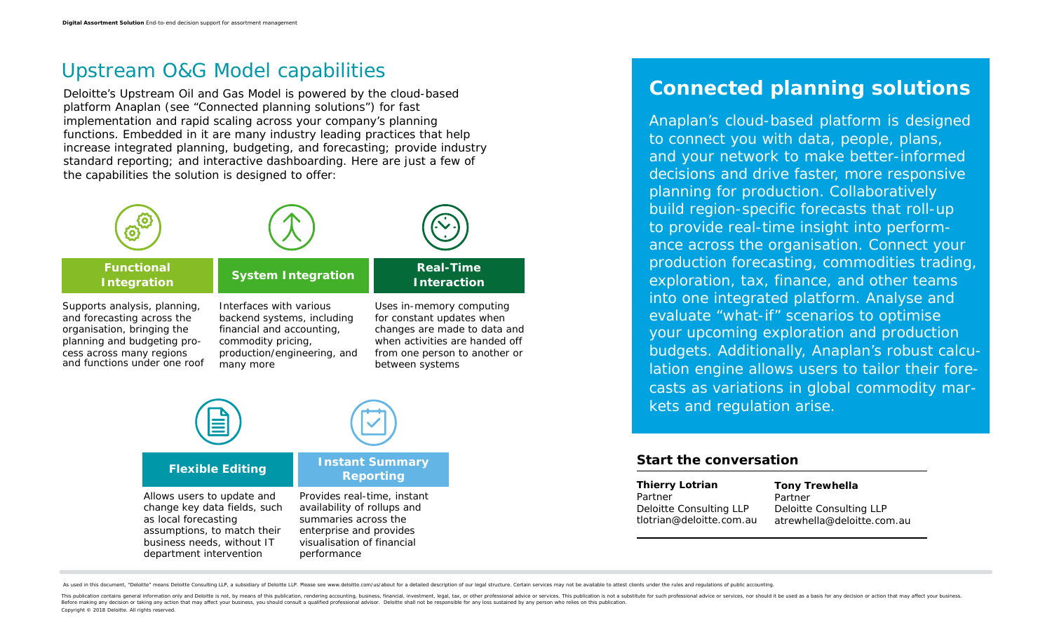# Upstream O&G Model capabilities

Deloitte's Upstream Oil and Gas Model is powered by the cloud-based platform Anaplan (see "Connected planning solutions") for fast implementation and rapid scaling across your company's planning functions. Embedded in it are many industry leading practices that help increase integrated planning, budgeting, and forecasting; provide industry standard reporting; and interactive dashboarding. Here are just a few of the capabilities the solution is designed to offer:

### Functional Integration

Supports analysis, planning, and forecasting across the organisation, bringing the planning and budgeting process across many regions and functions under one roof

### System Integration

Interfaces with various backend systems, including financial and accounting, commodity pricing, production/engineering, and many more

### Real-Time Interaction

Uses in-memory computing for constant updates when changes are made to data and when activities are handed off from one person to another or between systems

### Flexible Editing

Allows users to update and change key data fields, such as local forecasting assumptions, to match their business needs, without IT department intervention

### Instant Summary Reporting

Provides real-time, instant availability of rollups and summaries across the enterprise and provides visualisation of financial performance

## Connected planning solutions

Anaplan's cloud-based platform is designed to connect you with data, people, plans, and your network to make better-informed decisions and drive faster, more responsive planning for production. Collaboratively build region-specific forecasts that roll-up to provide real-time insight into performance across the organisation. Connect your production forecasting, commodities trading, exploration, tax, finance, and other teams into one integrated platform. Analyse and evaluate "what-if" scenarios to optimise your upcoming exploration and production budgets. Additionally, Anaplan's robust calculation engine allows users to tailor their forecasts as variations in global commodity markets and regulation arise.

### Start the conversation

**Thierry Lotrian**
Partner
Deloitte Consulting LLP
tlotrian@deloitte.com.au

**Tony Trewhella**
Partner
Deloitte Consulting LLP
atrewhella@deloitte.com.au

As used in this document, "Deloitte" means Deloitte Consulting LLP, a subsidiary of Deloitte LLP. Please see www.deloitte.com/us/about for a detailed description of our legal structure. Certain services may not be available to attest clients under the rules and regulations of public accounting.

This publication contains general information only and Deloitte is not, by means of this publication, rendering accounting, business, financial, investment, legal, tax, or other professional advice or services. This publication is not a substitute for such professional advice or services, nor should it be used as a basis for any decision or action that may affect your business. Before making any decision or taking any action that may affect your business, you should consult a qualified professional advisor. Deloitte shall not be responsible for any loss sustained by any person who relies on this publication.

Copyright © 2018 Deloitte. All rights reserved.